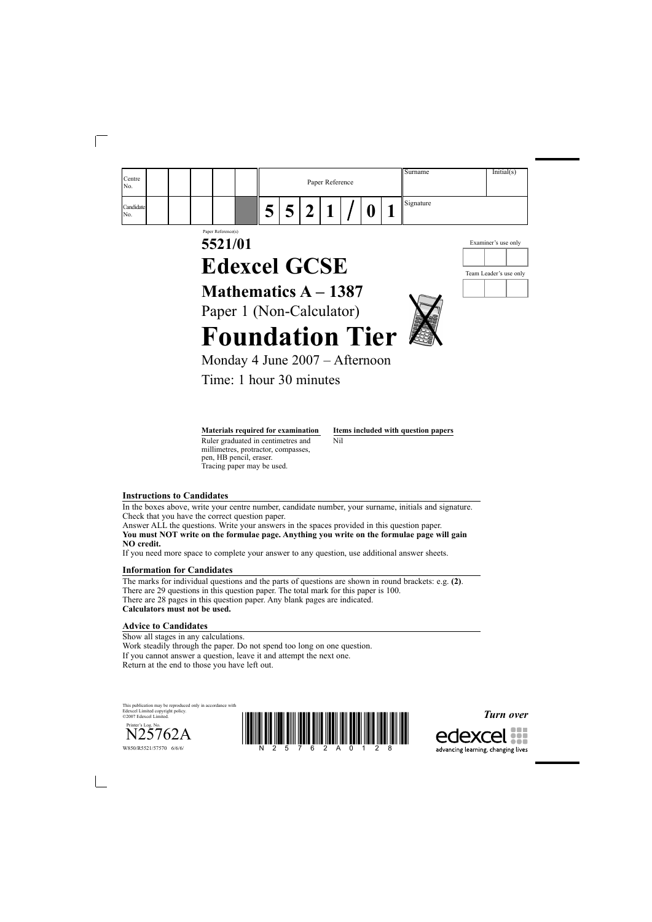| Centre No. | | | | | | Paper Reference | | | | | | | Surname | Initial(s) |
|---|---|---|---|---|---|---|---|---|---|---|---|---|---|---|
| Candidate No. | | | | | | 5 | 5 | 2 | 1 | / | 0 | 1 | Signature | |

Paper Reference(s)

# 5521/01

# Edexcel GCSE

## Mathematics A – 1387

Paper 1 (Non-Calculator)

# Foundation Tier

Monday 4 June 2007 – Afternoon

Time: 1 hour 30 minutes

Examiner's use only

Team Leader's use only

| Materials required for examination | Items included with question papers |
|---|---|
| Ruler graduated in centimetres and millimetres, protractor, compasses, pen, HB pencil, eraser. Tracing paper may be used. | Nil |

### Instructions to Candidates

In the boxes above, write your centre number, candidate number, your surname, initials and signature.
Check that you have the correct question paper.
Answer ALL the questions. Write your answers in the spaces provided in this question paper.
**You must NOT write on the formulae page. Anything you write on the formulae page will gain NO credit.**
If you need more space to complete your answer to any question, use additional answer sheets.

### Information for Candidates

The marks for individual questions and the parts of questions are shown in round brackets: e.g. **(2)**.
There are 29 questions in this question paper. The total mark for this paper is 100.
There are 28 pages in this question paper. Any blank pages are indicated.
**Calculators must not be used.**

### Advice to Candidates

Show all stages in any calculations.
Work steadily through the paper. Do not spend too long on one question.
If you cannot answer a question, leave it and attempt the next one.
Return at the end to those you have left out.

This publication may be reproduced only in accordance with Edexcel Limited copyright policy.
©2007 Edexcel Limited.

Printer's Log. No.
N25762A
W850/R5521/57570 6/6/6/

N 2 5 7 6 2 A 0 1 2 8

***Turn over***

edexcel
advancing learning, changing lives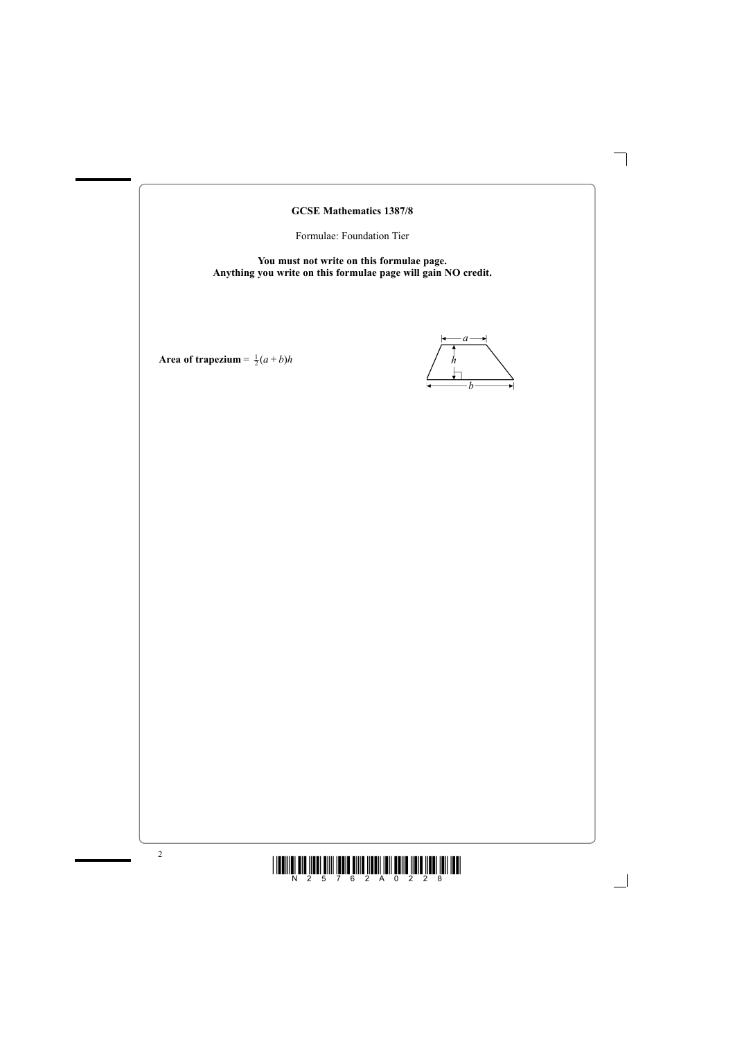**GCSE Mathematics 1387/8**

Formulae: Foundation Tier

**You must not write on this formulae page.**
**Anything you write on this formulae page will gain NO credit.**

**Area of trapezium** = $\frac{1}{2}(a + b)h$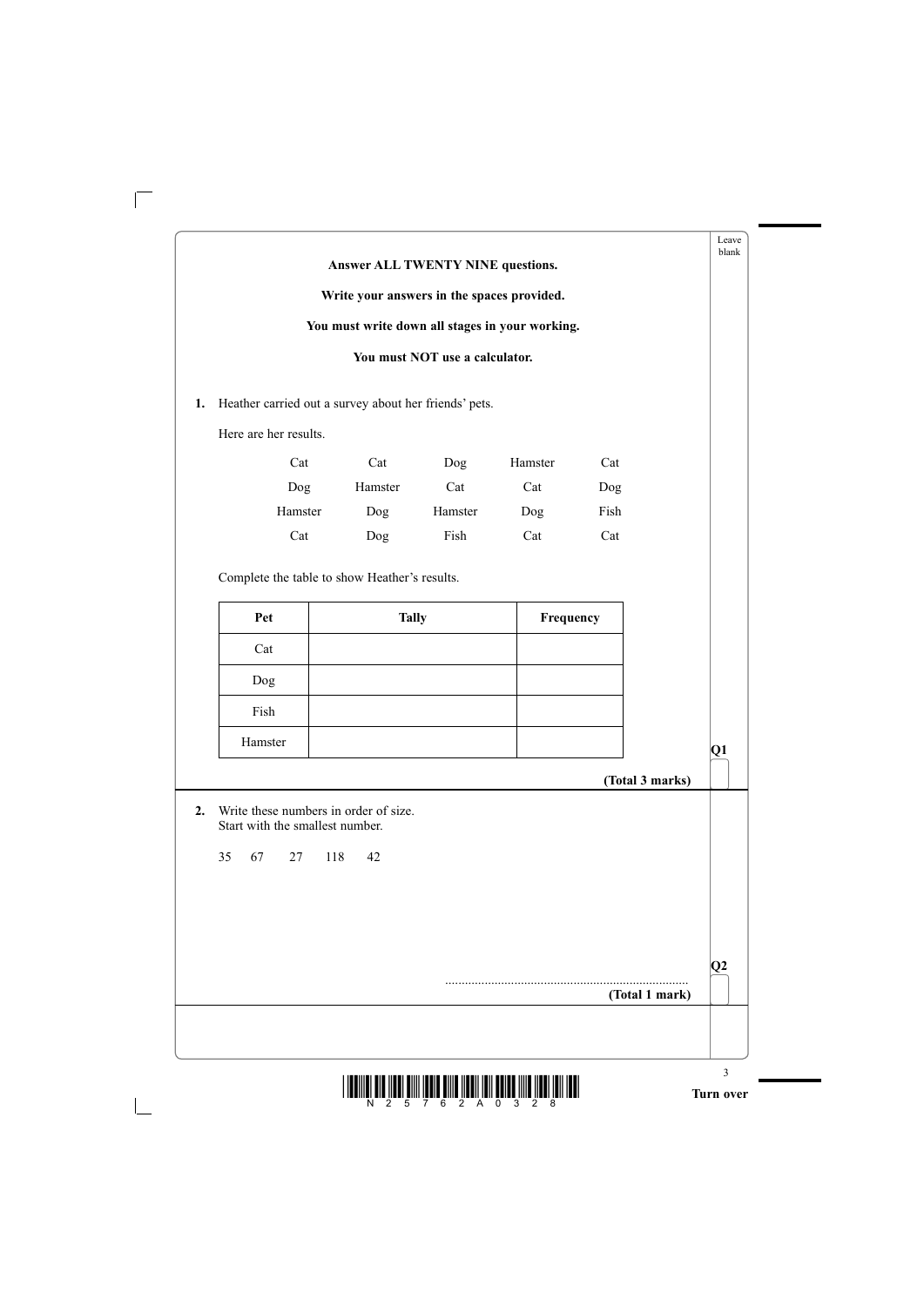**Answer ALL TWENTY NINE questions.**

**Write your answers in the spaces provided.**

**You must write down all stages in your working.**

**You must NOT use a calculator.**

**1.** Heather carried out a survey about her friends' pets.

Here are her results.

| | | | | |
|---|---|---|---|---|
| Cat | Cat | Dog | Hamster | Cat |
| Dog | Hamster | Cat | Cat | Dog |
| Hamster | Dog | Hamster | Dog | Fish |
| Cat | Dog | Fish | Cat | Cat |

Complete the table to show Heather's results.

| Pet | Tally | Frequency |
|---|---|---|
| Cat | | |
| Dog | | |
| Fish | | |
| Hamster | | |

**(Total 3 marks)**

**2.** Write these numbers in order of size.
Start with the smallest number.

35 67 27 118 42

..........................................................................

**(Total 1 mark)**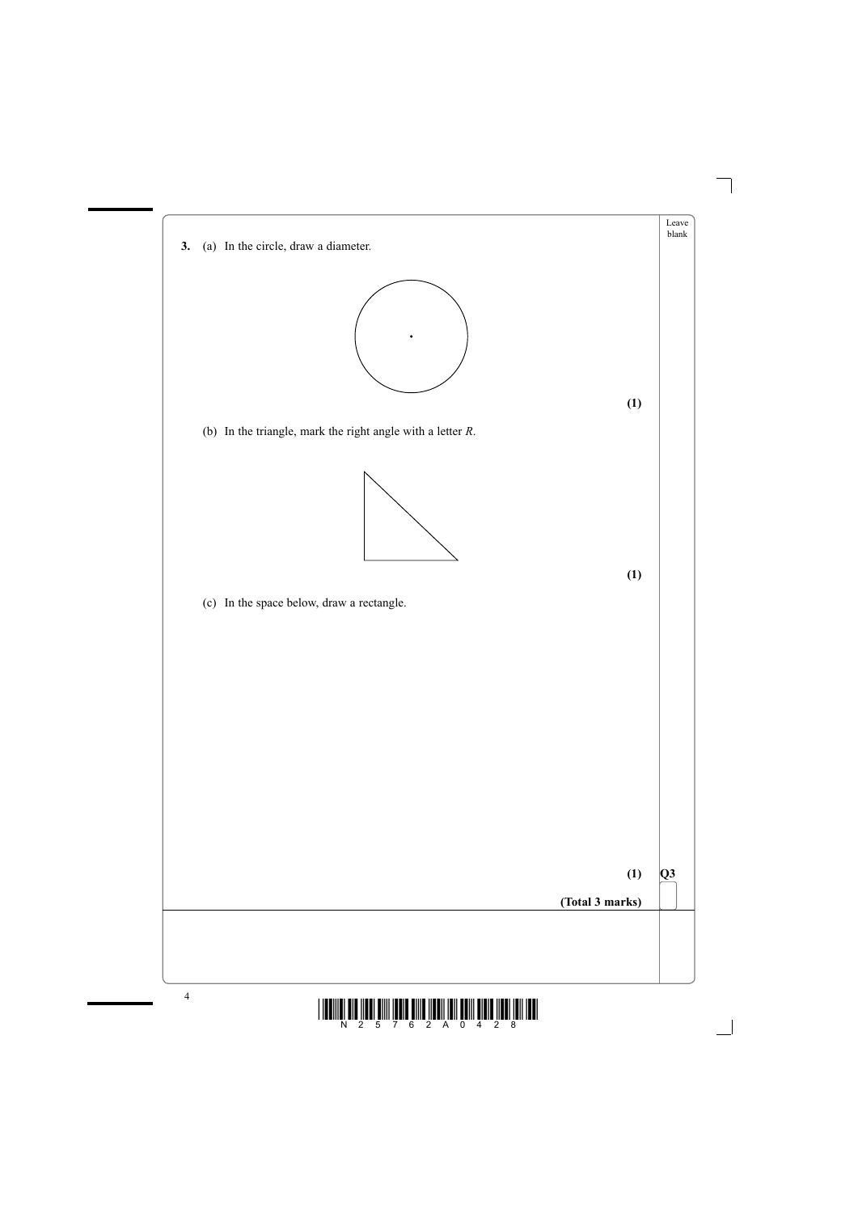**3.** (a) In the circle, draw a diameter.

**(1)**

(b) In the triangle, mark the right angle with a letter *R*.

**(1)**

(c) In the space below, draw a rectangle.

**(1)**

**(Total 3 marks)**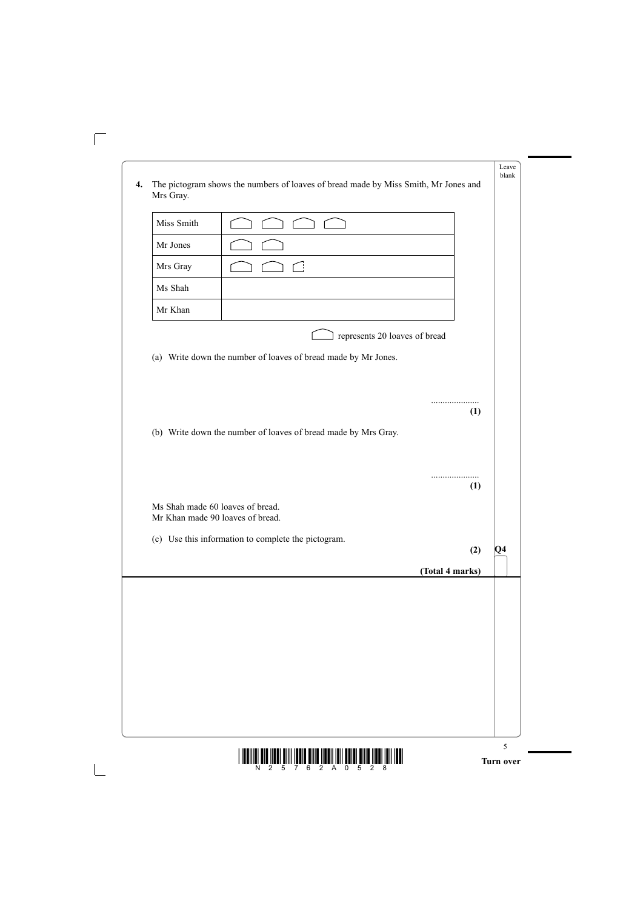**4.** The pictogram shows the numbers of loaves of bread made by Miss Smith, Mr Jones and Mrs Gray.

| | |
|---|---|
| Miss Smith | ⌂ ⌂ ⌂ ⌂ |
| Mr Jones | ⌂ ⌂ |
| Mrs Gray | ⌂ ⌂ ◜ |
| Ms Shah | |
| Mr Khan | |

⌂ represents 20 loaves of bread

(a) Write down the number of loaves of bread made by Mr Jones.

.....................

**(1)**

(b) Write down the number of loaves of bread made by Mrs Gray.

.....................

**(1)**

Ms Shah made 60 loaves of bread.
Mr Khan made 90 loaves of bread.

(c) Use this information to complete the pictogram.

**(2)**

**(Total 4 marks)**

**Q4**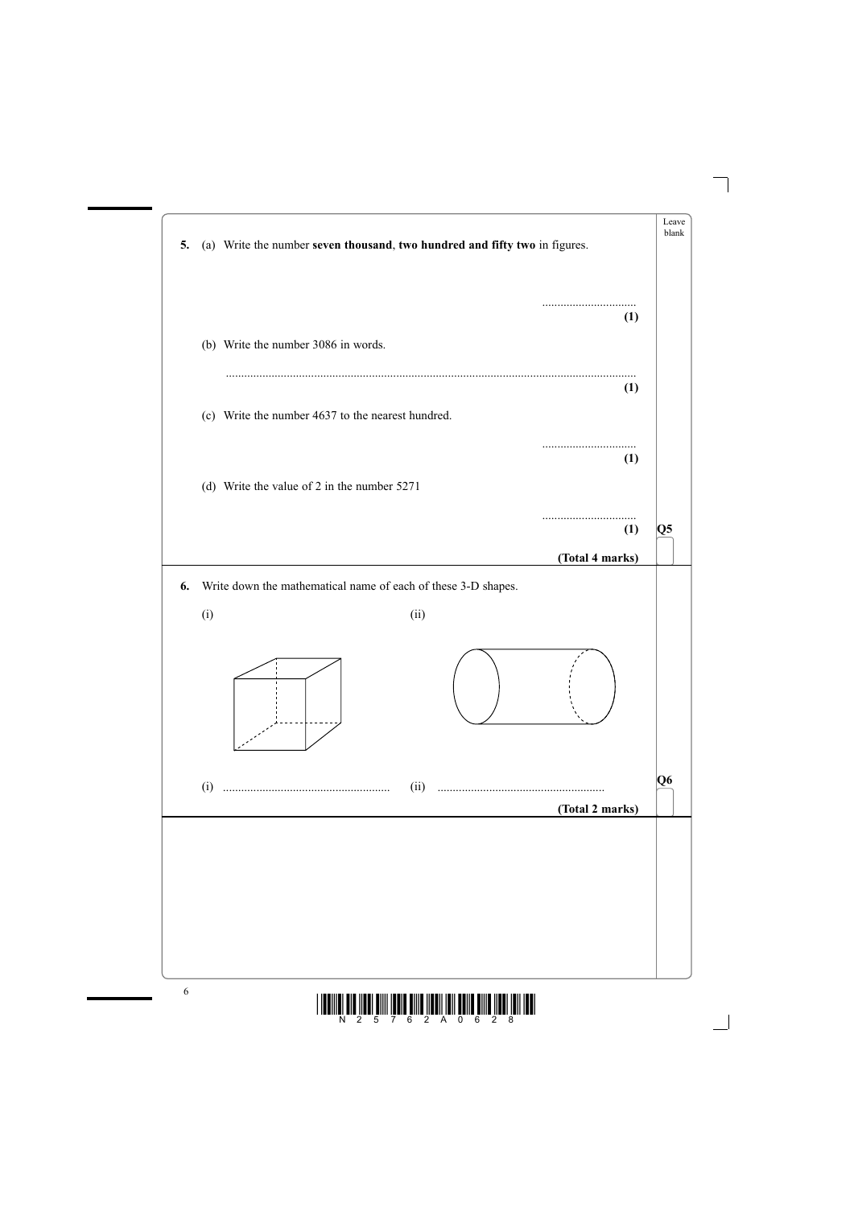**5.** (a) Write the number **seven thousand**, **two hundred and fifty two** in figures.

..............................
**(1)**

(b) Write the number 3086 in words.

......................................................................................................................................
**(1)**

(c) Write the number 4637 to the nearest hundred.

..............................
**(1)**

(d) Write the value of 2 in the number 5271

..............................
**(1)**

**(Total 4 marks)**

---

**6.** Write down the mathematical name of each of these 3-D shapes.

(i) (ii)

(i) ...................................................... (ii) ......................................................

**(Total 2 marks)**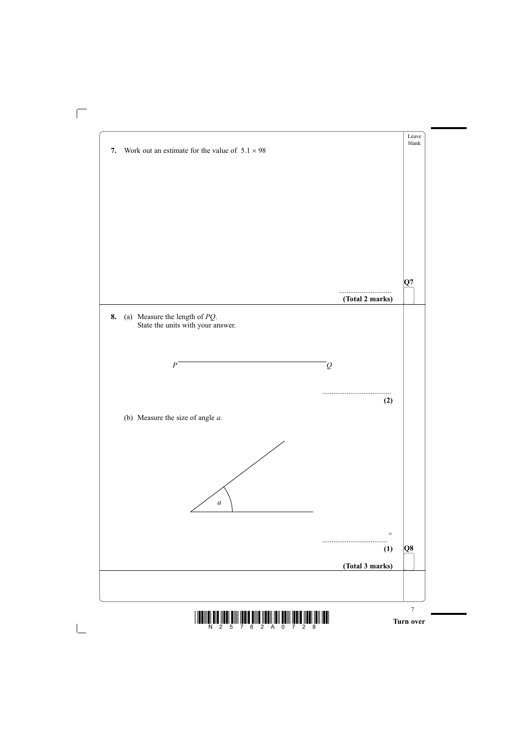**7.** Work out an estimate for the value of $5.1 \times 98$

..........................

**(Total 2 marks)**

**Q7**

**8.** (a) Measure the length of $PQ$.
State the units with your answer.

$P$ ———————————————————— $Q$

..................................

**(2)**

(b) Measure the size of angle $a$.

$a$

..................................°

**(1)**

**Q8**

**(Total 3 marks)**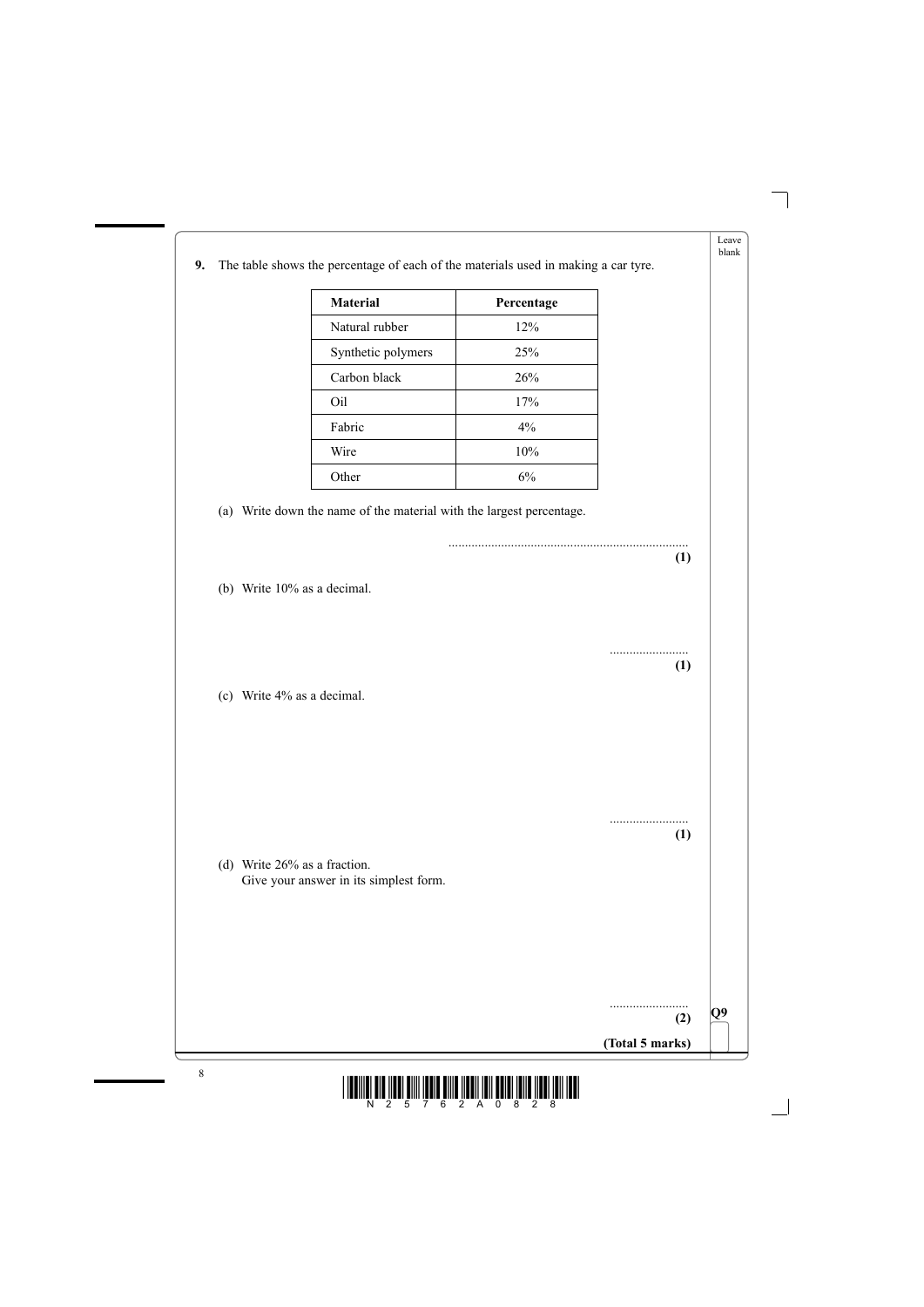**9.** The table shows the percentage of each of the materials used in making a car tyre.

| Material | Percentage |
|---|---|
| Natural rubber | 12% |
| Synthetic polymers | 25% |
| Carbon black | 26% |
| Oil | 17% |
| Fabric | 4% |
| Wire | 10% |
| Other | 6% |

(a) Write down the name of the material with the largest percentage.

.......................................................................

**(1)**

(b) Write 10% as a decimal.

........................

**(1)**

(c) Write 4% as a decimal.

........................

**(1)**

(d) Write 26% as a fraction.
Give your answer in its simplest form.

........................

**(2)**

**Q9**

**(Total 5 marks)**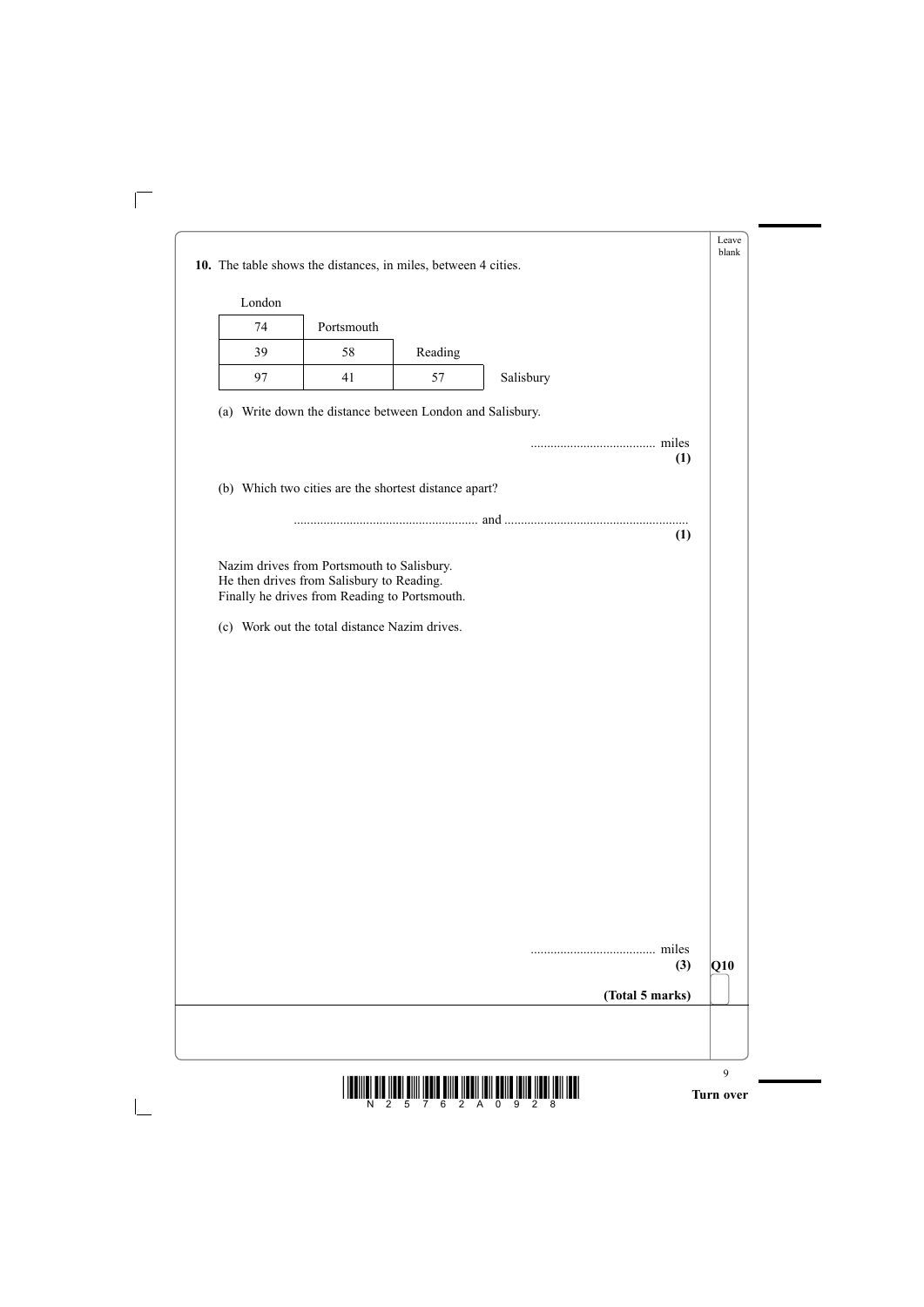**10.** The table shows the distances, in miles, between 4 cities.

| London | | | |
|---|---|---|---|
| 74 | Portsmouth | | |
| 39 | 58 | Reading | |
| 97 | 41 | 57 | Salisbury |

(a) Write down the distance between London and Salisbury.

...................................... miles
**(1)**

(b) Which two cities are the shortest distance apart?

........................................................ and ........................................................
**(1)**

Nazim drives from Portsmouth to Salisbury.
He then drives from Salisbury to Reading.
Finally he drives from Reading to Portsmouth.

(c) Work out the total distance Nazim drives.

...................................... miles
**(3)**

**Q10**

**(Total 5 marks)**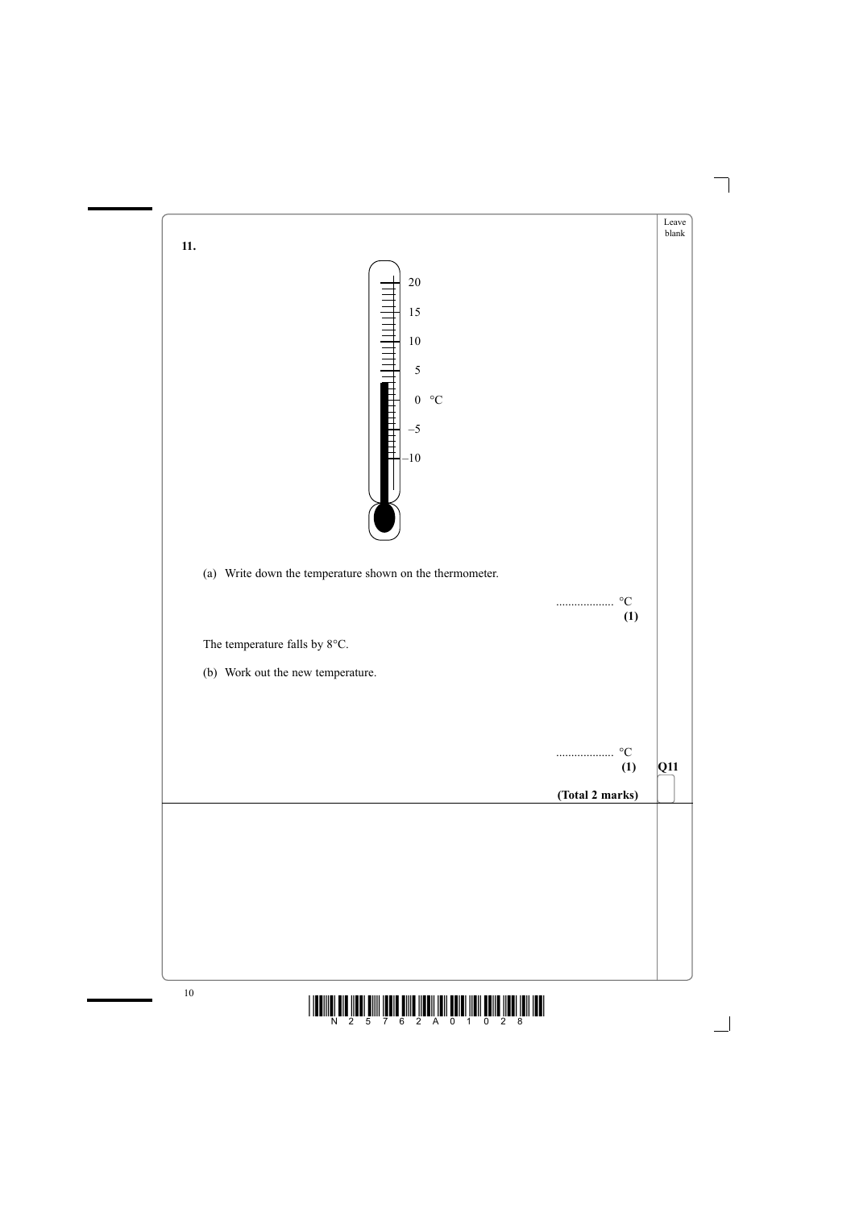**11.**

20

15

10

5

0 °C

–5

–10

(a) Write down the temperature shown on the thermometer.

.................. °C
**(1)**

The temperature falls by 8°C.

(b) Work out the new temperature.

.................. °C
**(1)**

**Q11**

**(Total 2 marks)**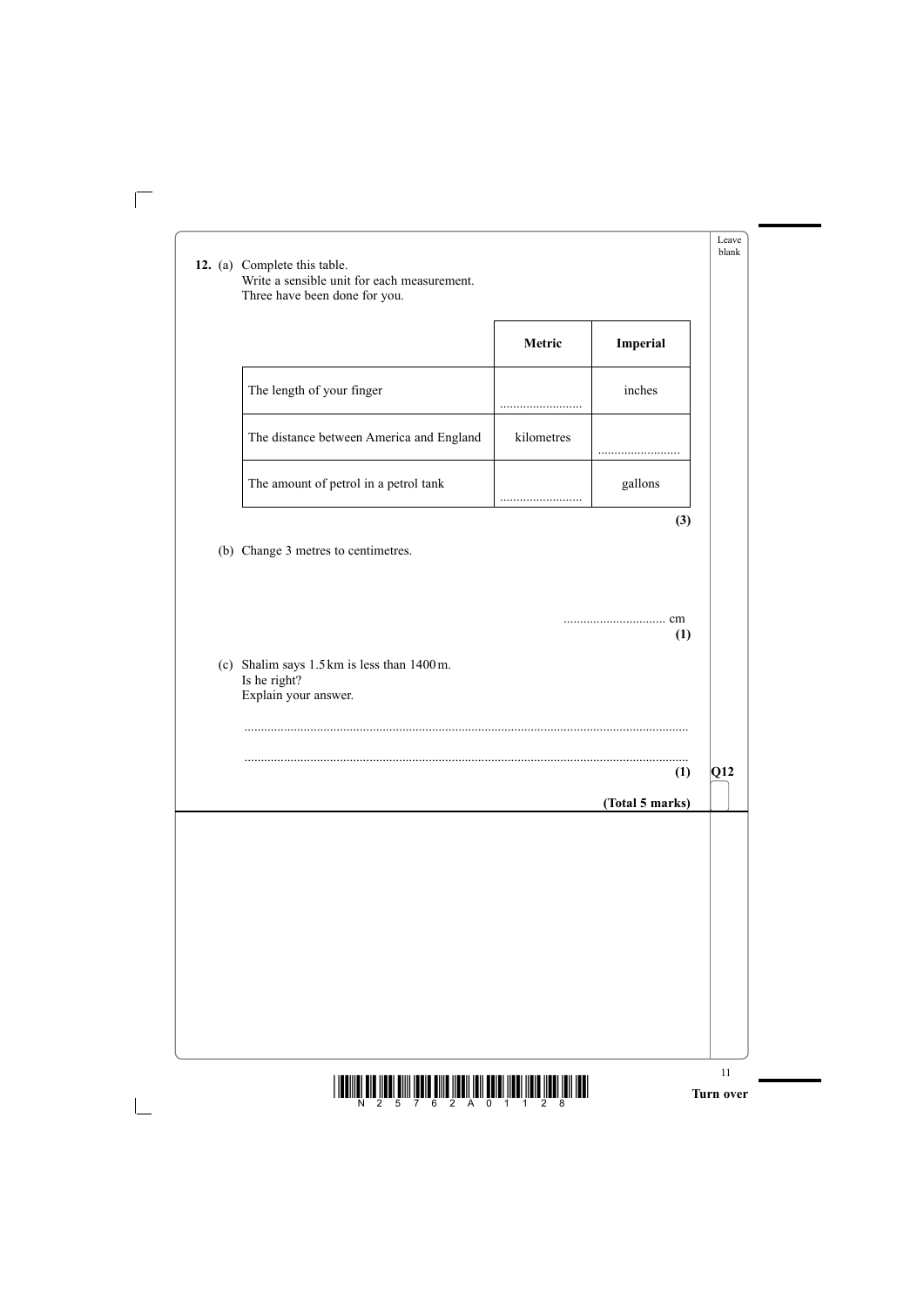**12.** (a) Complete this table.
Write a sensible unit for each measurement.
Three have been done for you.

| | Metric | Imperial |
|---|---|---|
| The length of your finger | ........................ | inches |
| The distance between America and England | kilometres | ........................ |
| The amount of petrol in a petrol tank | ........................ | gallons |

**(3)**

(b) Change 3 metres to centimetres.

.............................. cm
**(1)**

(c) Shalim says 1.5 km is less than 1400 m.
Is he right?
Explain your answer.

....................................................................................................................................

....................................................................................................................................
**(1)**

**(Total 5 marks)**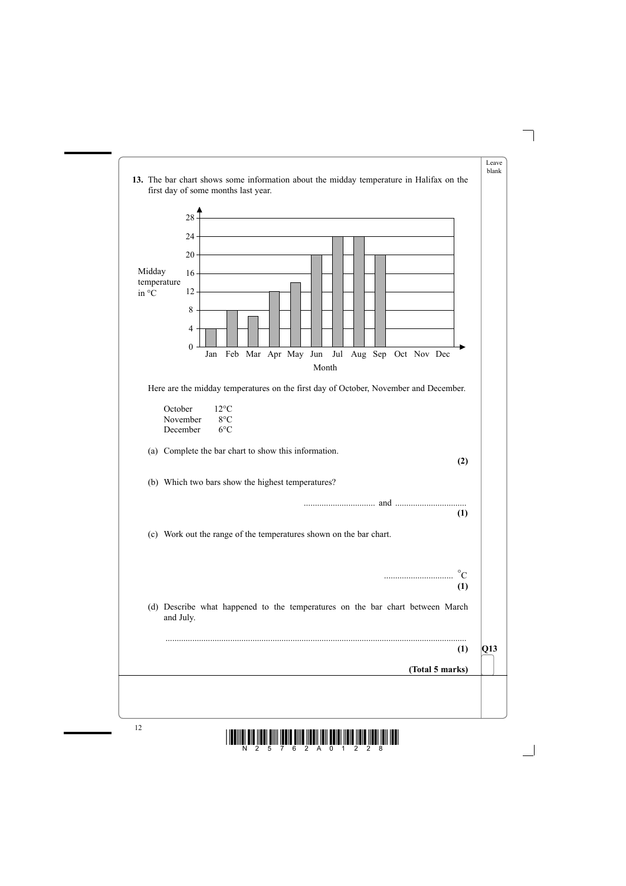**13.** The bar chart shows some information about the midday temperature in Halifax on the first day of some months last year.

Here are the midday temperatures on the first day of October, November and December.

| | |
|---|---|
| October | 12°C |
| November | 8°C |
| December | 6°C |

(a) Complete the bar chart to show this information.

**(2)**

(b) Which two bars show the highest temperatures?

................................ and ................................

**(1)**

(c) Work out the range of the temperatures shown on the bar chart.

............................... °C

**(1)**

(d) Describe what happened to the temperatures on the bar chart between March and July.

.......................................................................................................................................

**(1)**

**(Total 5 marks)**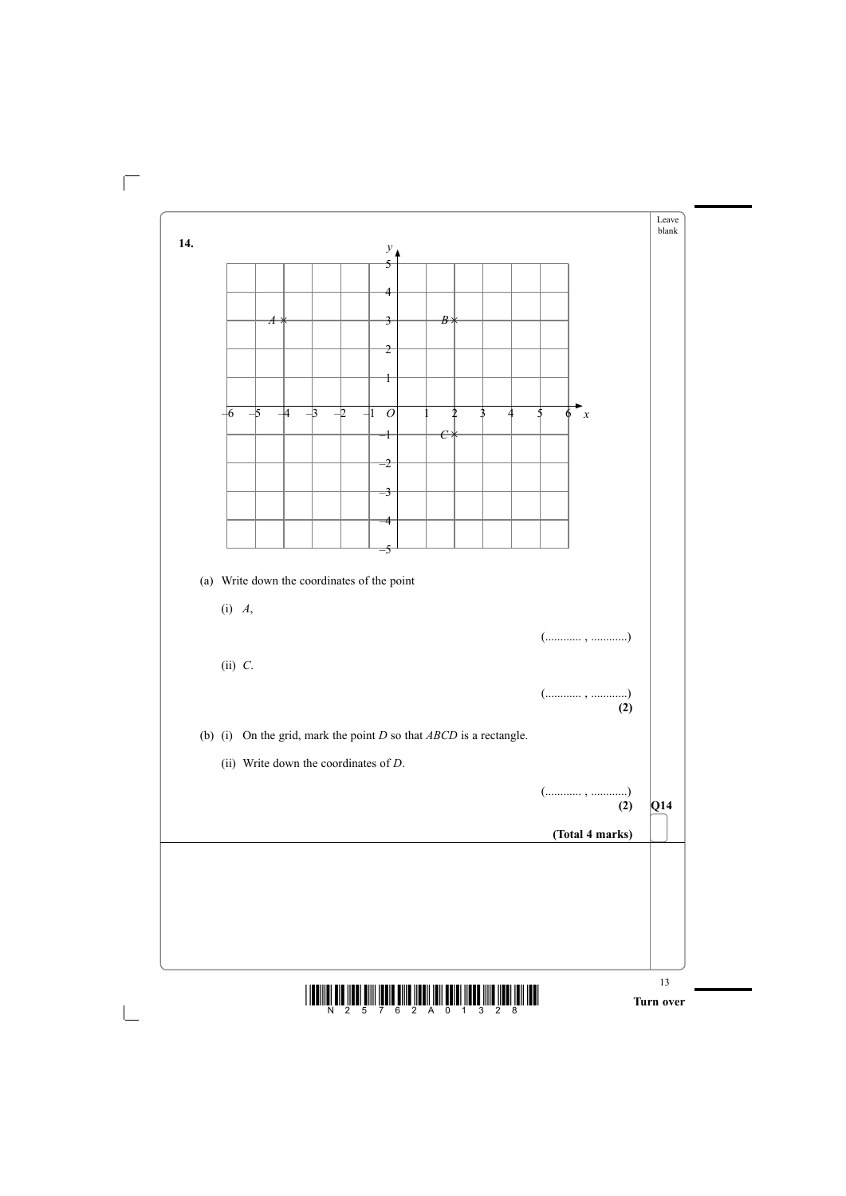**14.**

(a) Write down the coordinates of the point

(i) $A$,

(............ , ............)

(ii) $C$.

(............ , ............)

**(2)**

(b) (i) On the grid, mark the point $D$ so that $ABCD$ is a rectangle.

(ii) Write down the coordinates of $D$.

(............ , ............)

**(2)**

**(Total 4 marks)**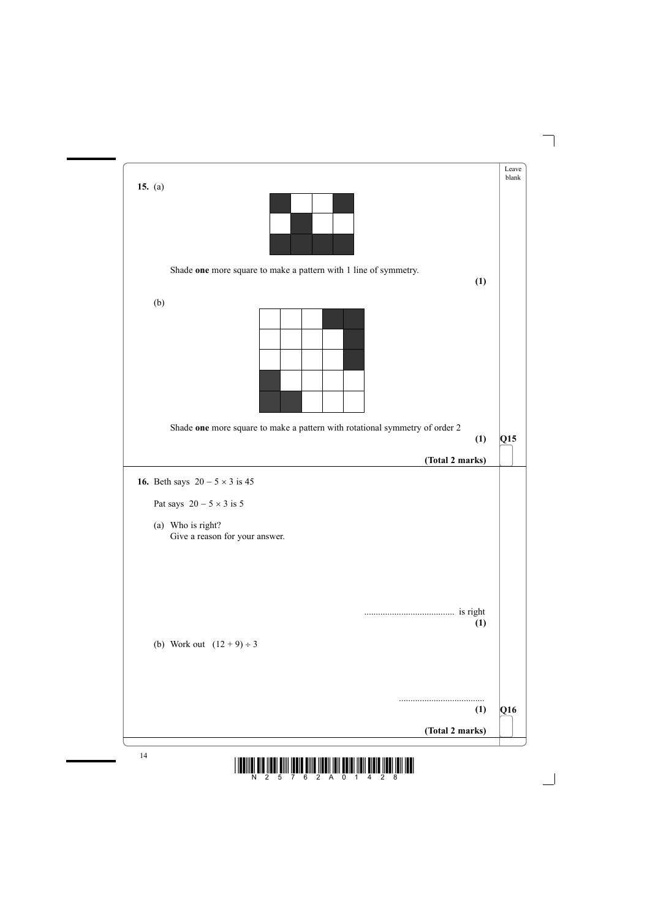**15.** (a)

Shade **one** more square to make a pattern with 1 line of symmetry.

**(1)**

(b)

Shade **one** more square to make a pattern with rotational symmetry of order 2

**(1)**

**(Total 2 marks)**

---

**16.** Beth says $20 - 5 \times 3$ is 45

Pat says $20 - 5 \times 3$ is 5

(a) Who is right?
Give a reason for your answer.

....................................... is right

**(1)**

(b) Work out $(12 + 9) \div 3$

.....................................

**(1)**

**(Total 2 marks)**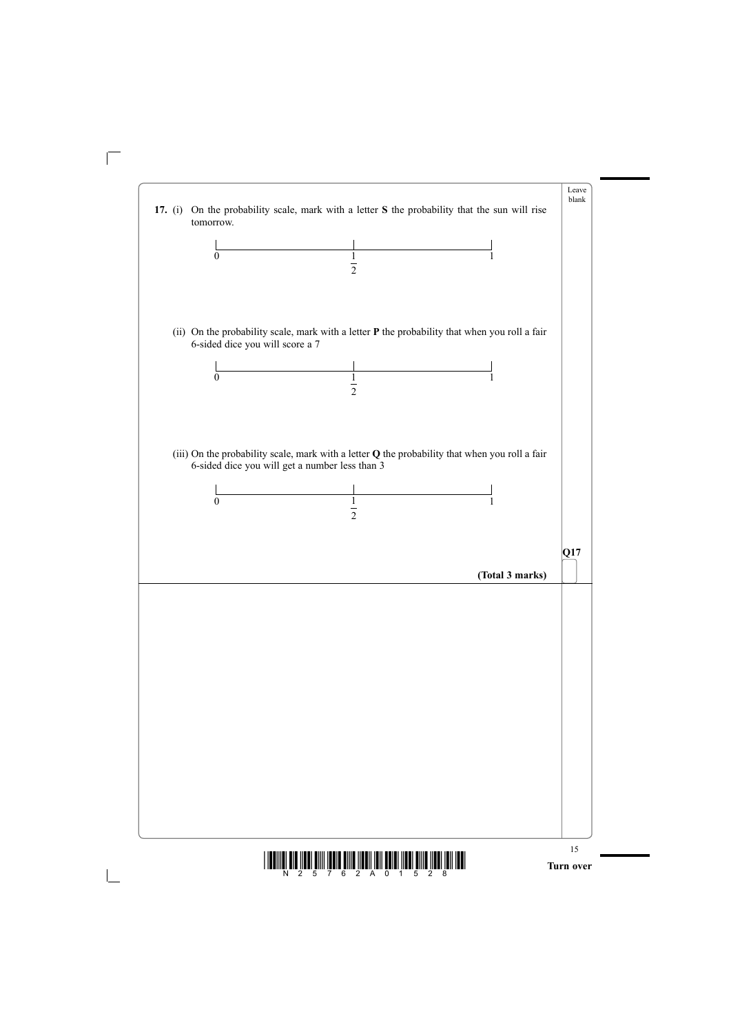**17.** (i) On the probability scale, mark with a letter **S** the probability that the sun will rise tomorrow.

$0$ ———————— $\frac{1}{2}$ ———————— $1$

(ii) On the probability scale, mark with a letter **P** the probability that when you roll a fair 6-sided dice you will score a 7

$0$ ———————— $\frac{1}{2}$ ———————— $1$

(iii) On the probability scale, mark with a letter **Q** the probability that when you roll a fair 6-sided dice you will get a number less than 3

$0$ ———————— $\frac{1}{2}$ ———————— $1$

**(Total 3 marks)**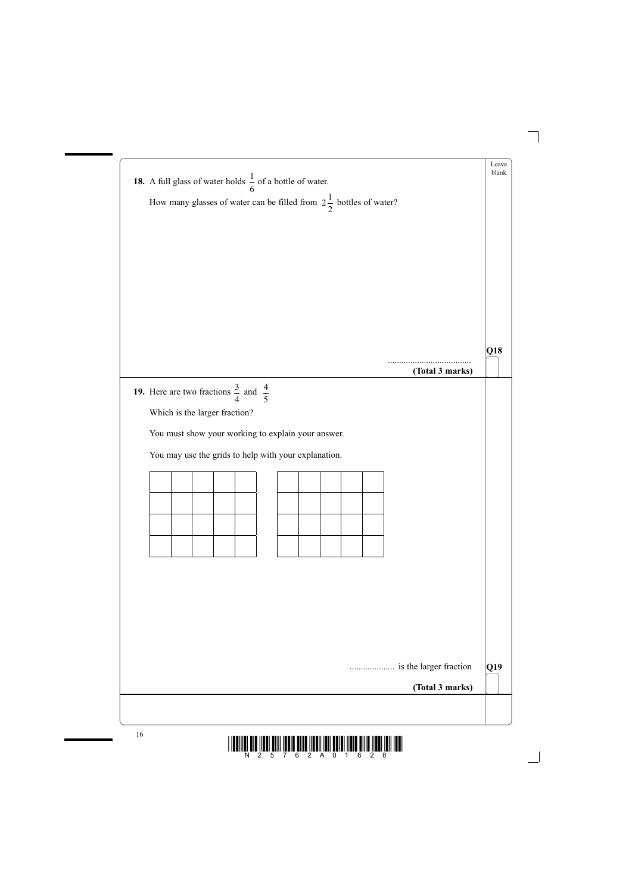**18.** A full glass of water holds $\frac{1}{6}$ of a bottle of water.

How many glasses of water can be filled from $2\frac{1}{2}$ bottles of water?

.....................................

**(Total 3 marks)**

**Q18**

---

**19.** Here are two fractions $\frac{3}{4}$ and $\frac{4}{5}$

Which is the larger fraction?

You must show your working to explain your answer.

You may use the grids to help with your explanation.

| | | | | |
|---|---|---|---|---|
| | | | | |
| | | | | |
| | | | | |
| | | | | |

| | | | | |
|---|---|---|---|---|
| | | | | |
| | | | | |
| | | | | |
| | | | | |

.................... is the larger fraction

**(Total 3 marks)**

**Q19**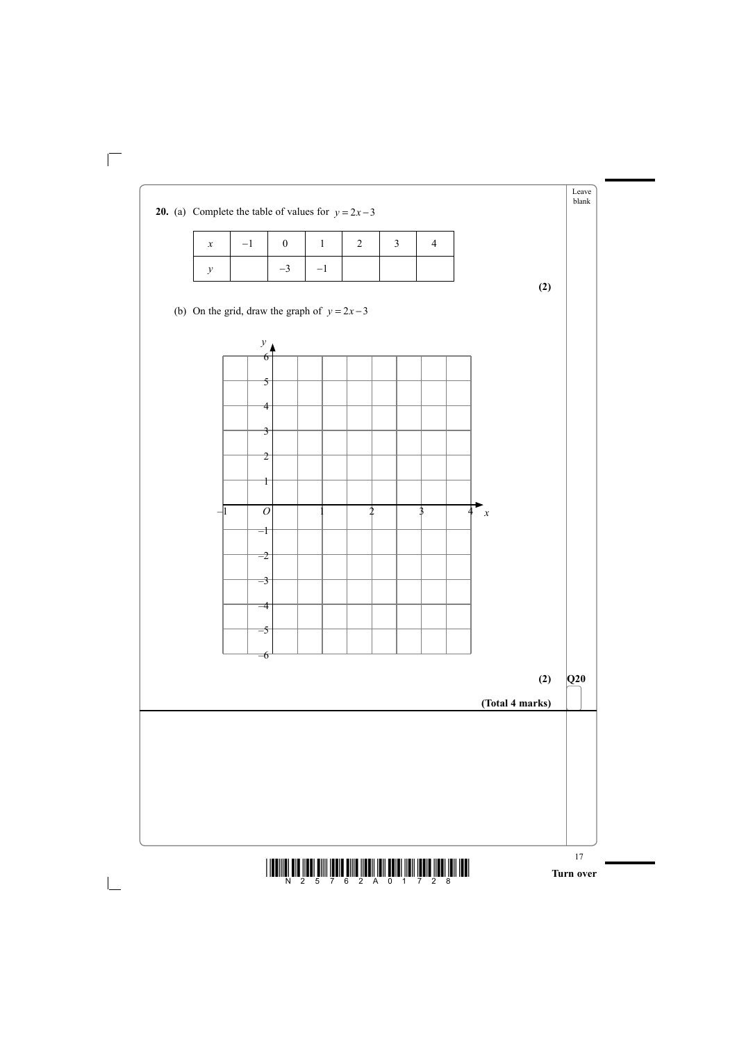**20.** (a) Complete the table of values for $y = 2x - 3$

| $x$ | $-1$ | $0$ | $1$ | $2$ | $3$ | $4$ |
|---|---|---|---|---|---|---|
| $y$ | | $-3$ | $-1$ | | | |

**(2)**

(b) On the grid, draw the graph of $y = 2x - 3$

**(2)**

**(Total 4 marks)**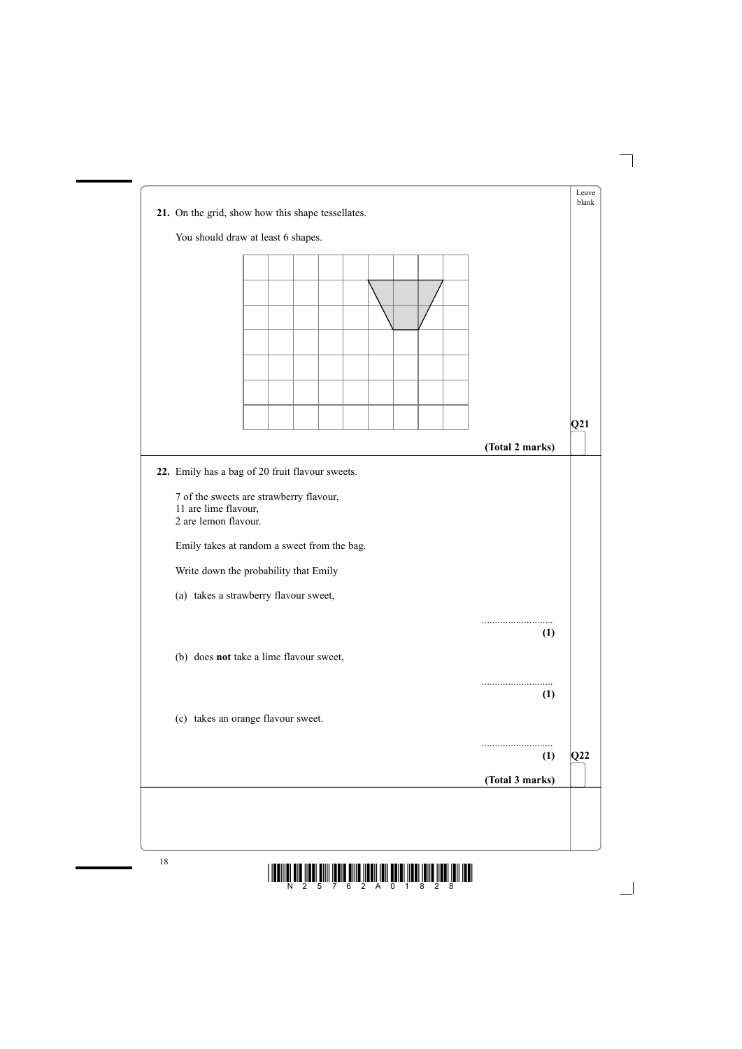**21.** On the grid, show how this shape tessellates.

You should draw at least 6 shapes.

**Q21**

**(Total 2 marks)**

**22.** Emily has a bag of 20 fruit flavour sweets.

7 of the sweets are strawberry flavour,
11 are lime flavour,
2 are lemon flavour.

Emily takes at random a sweet from the bag.

Write down the probability that Emily

(a) takes a strawberry flavour sweet,

..........................
**(1)**

(b) does **not** take a lime flavour sweet,

..........................
**(1)**

(c) takes an orange flavour sweet.

..........................
**(1)**

**Q22**

**(Total 3 marks)**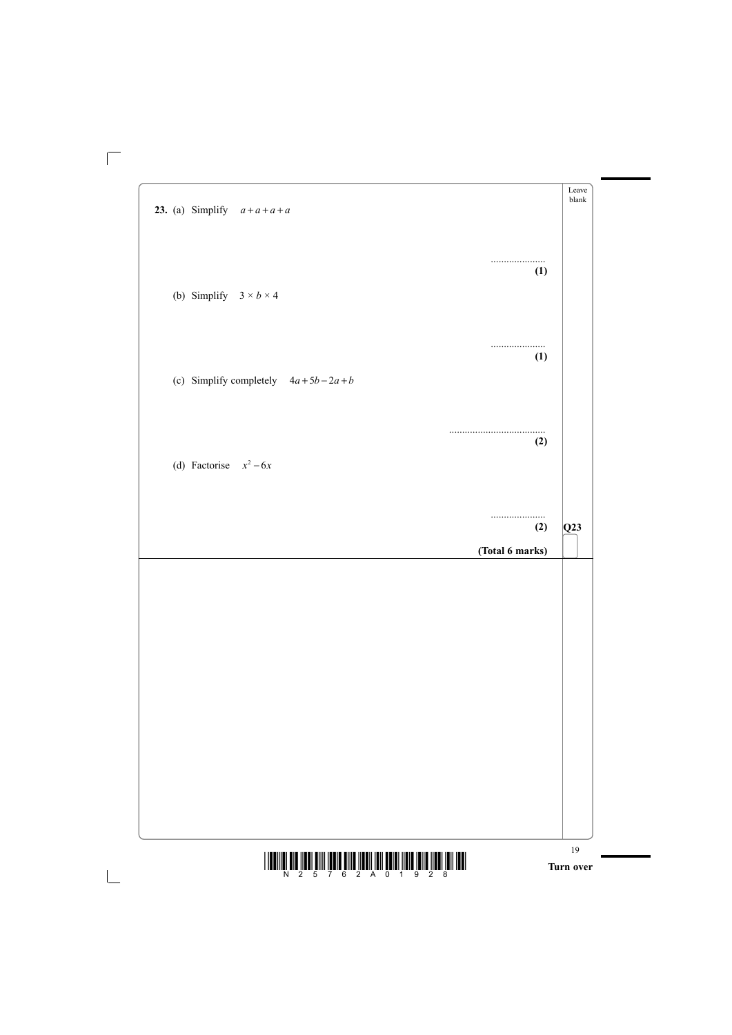**23.** (a) Simplify $a + a + a + a$

.....................
**(1)**

(b) Simplify $3 \times b \times 4$

.....................
**(1)**

(c) Simplify completely $4a + 5b - 2a + b$

.....................................
**(2)**

(d) Factorise $x^2 - 6x$

.....................
**(2)**

**Q23**

**(Total 6 marks)**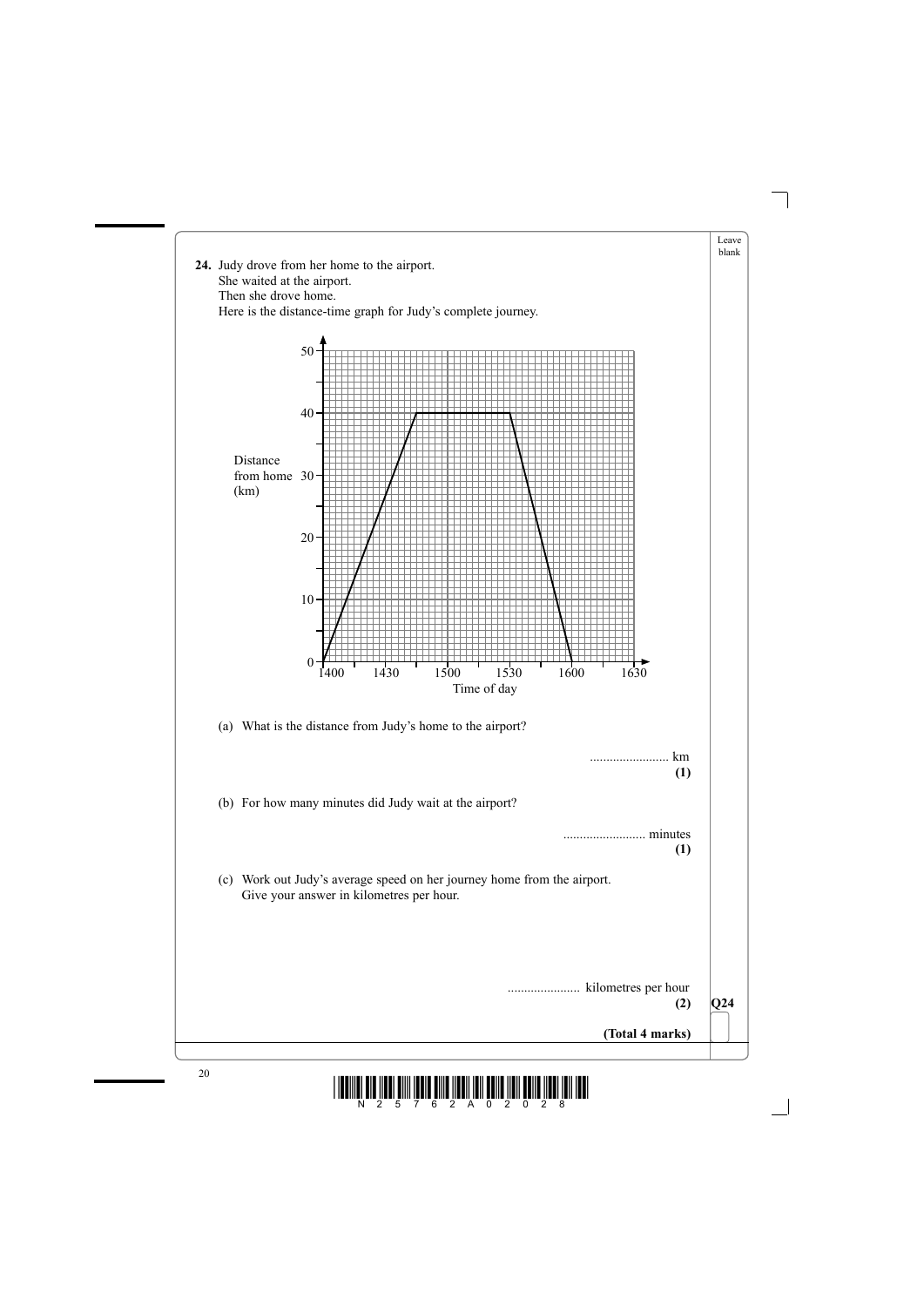**24.** Judy drove from her home to the airport.
She waited at the airport.
Then she drove home.
Here is the distance-time graph for Judy's complete journey.

(a) What is the distance from Judy's home to the airport?

........................ km
**(1)**

(b) For how many minutes did Judy wait at the airport?

......................... minutes
**(1)**

(c) Work out Judy's average speed on her journey home from the airport.
Give your answer in kilometres per hour.

...................... kilometres per hour
**(2)**

**Q24**

**(Total 4 marks)**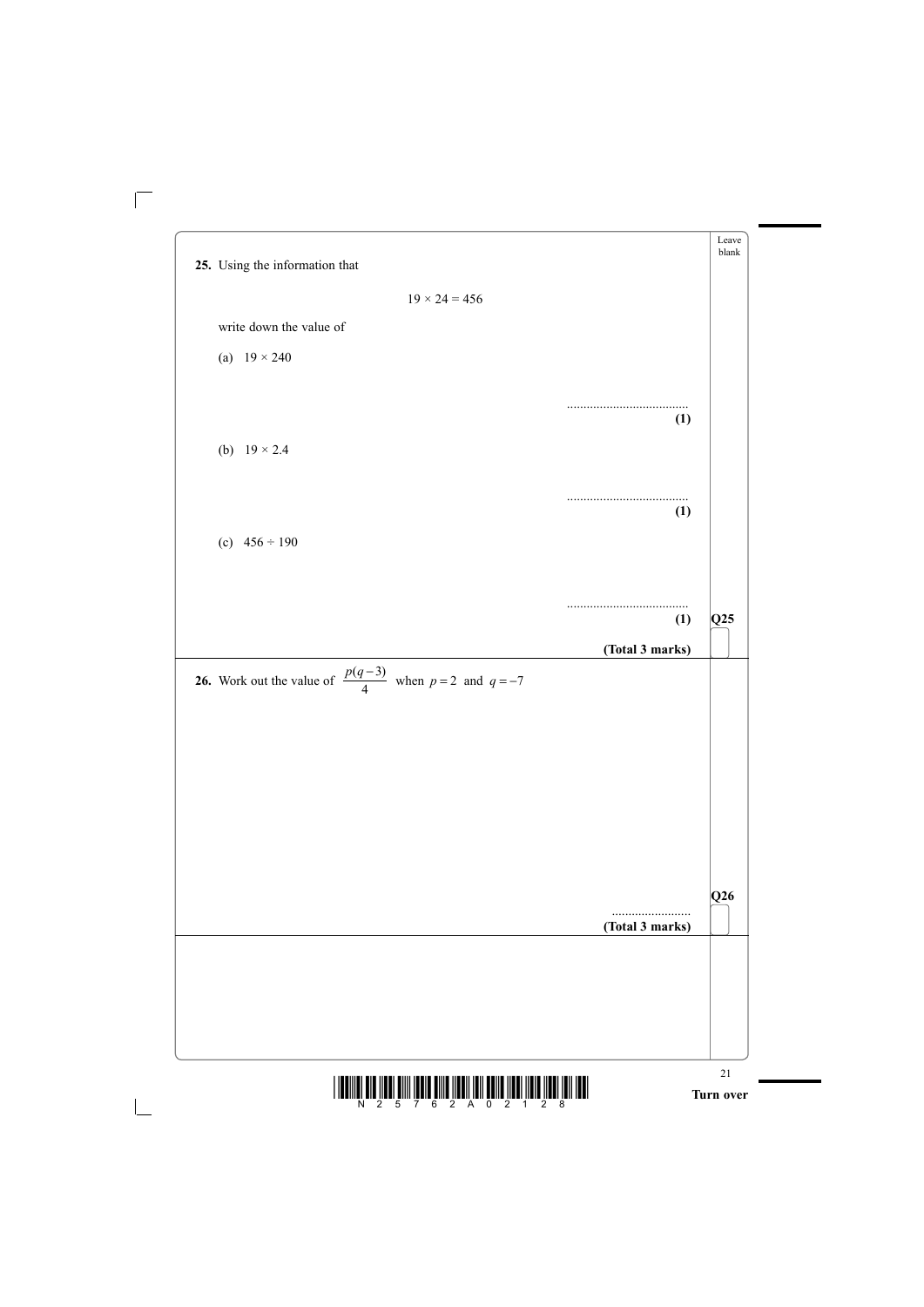**25.** Using the information that

$$19 \times 24 = 456$$

write down the value of

(a) $19 \times 240$

..................................... **(1)**

(b) $19 \times 2.4$

..................................... **(1)**

(c) $456 \div 190$

..................................... **(1)**

**(Total 3 marks)**

**26.** Work out the value of $\frac{p(q-3)}{4}$ when $p = 2$ and $q = -7$

.........................

**(Total 3 marks)**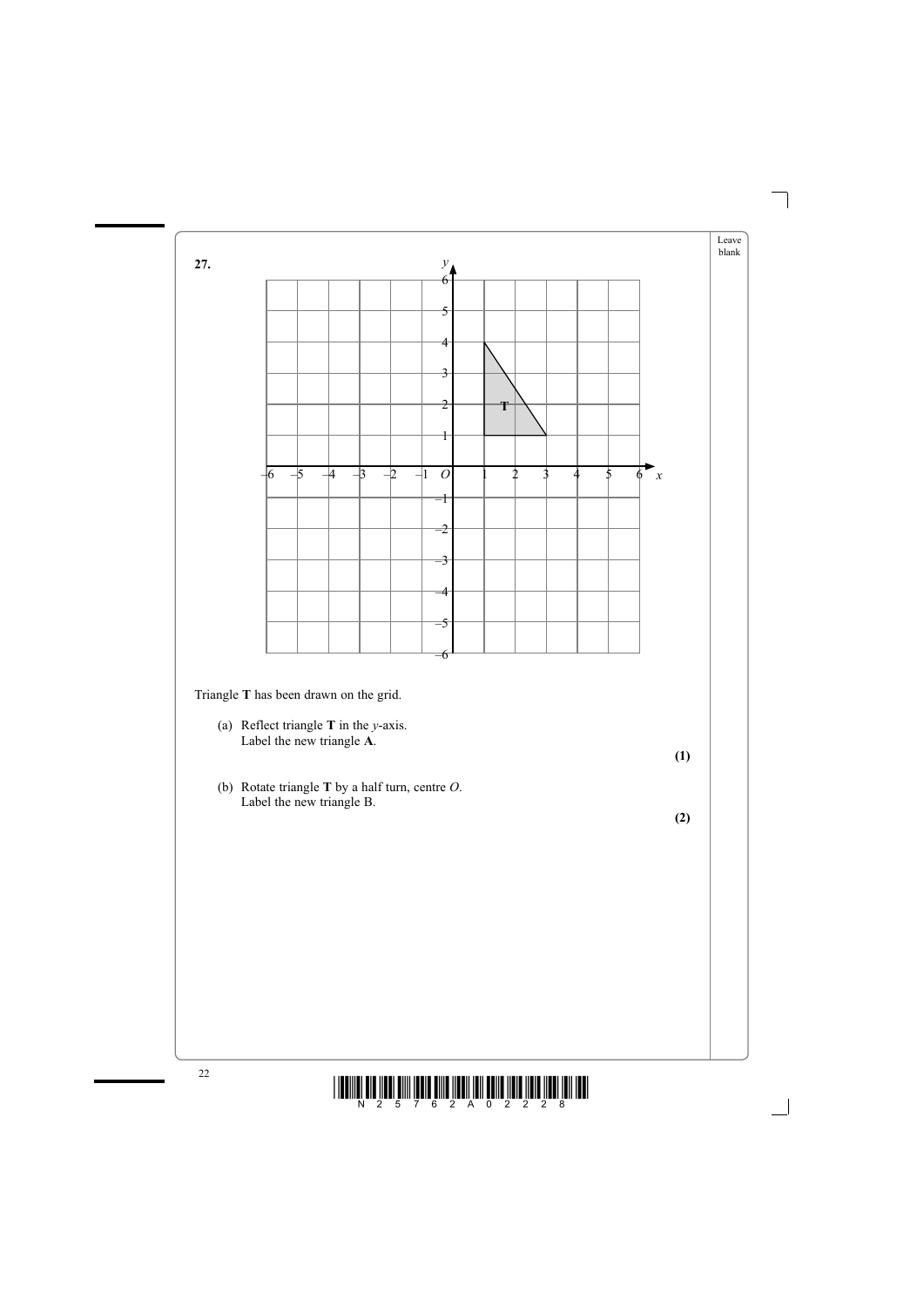**27.**

Triangle **T** has been drawn on the grid.

(a) Reflect triangle **T** in the $y$-axis.
Label the new triangle **A**.

**(1)**

(b) Rotate triangle **T** by a half turn, centre $O$.
Label the new triangle B.

**(2)**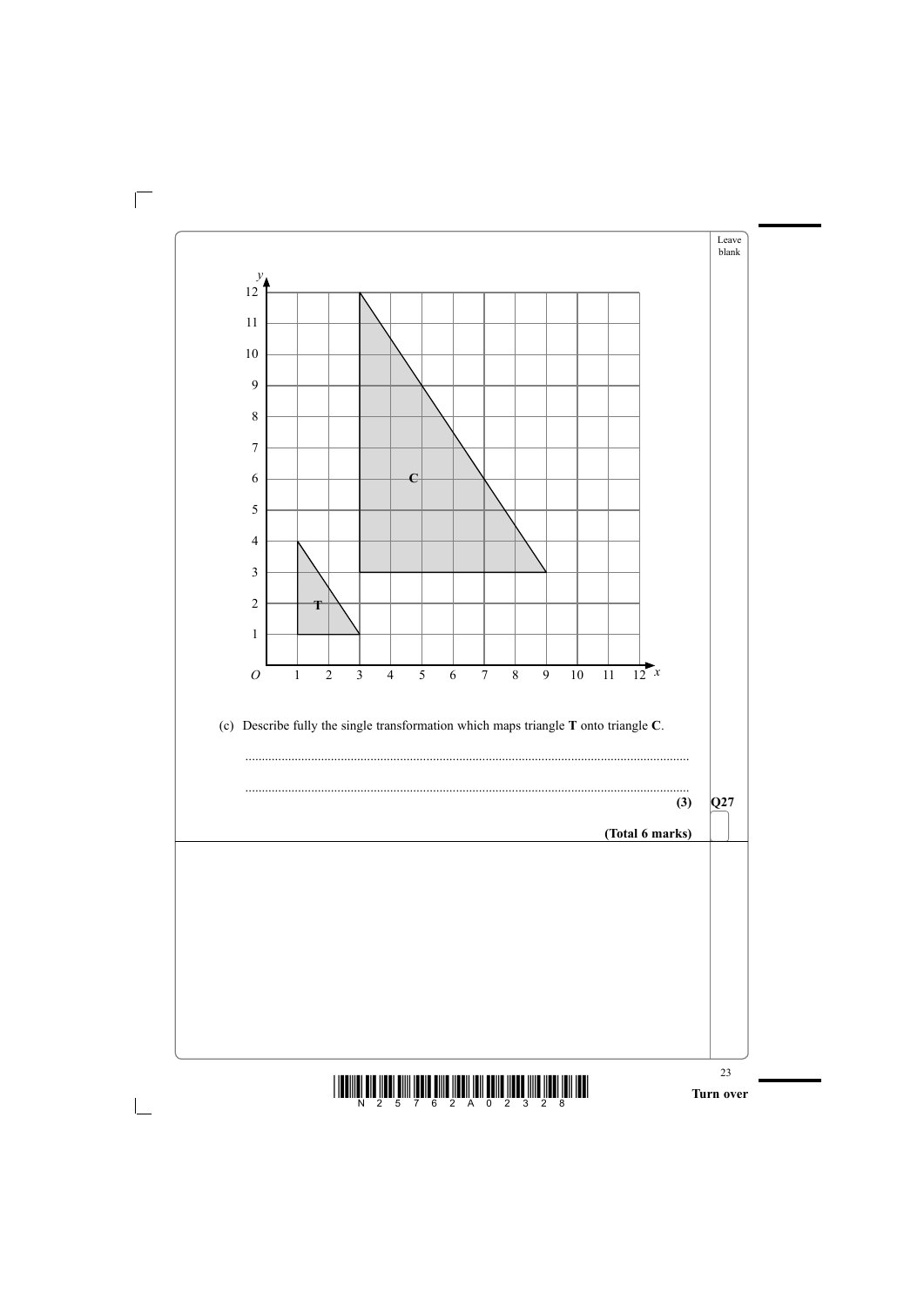(c) Describe fully the single transformation which maps triangle **T** onto triangle **C**.

.......................................................................................................................

.......................................................................................................................

**(3)**

**Q27**

**(Total 6 marks)**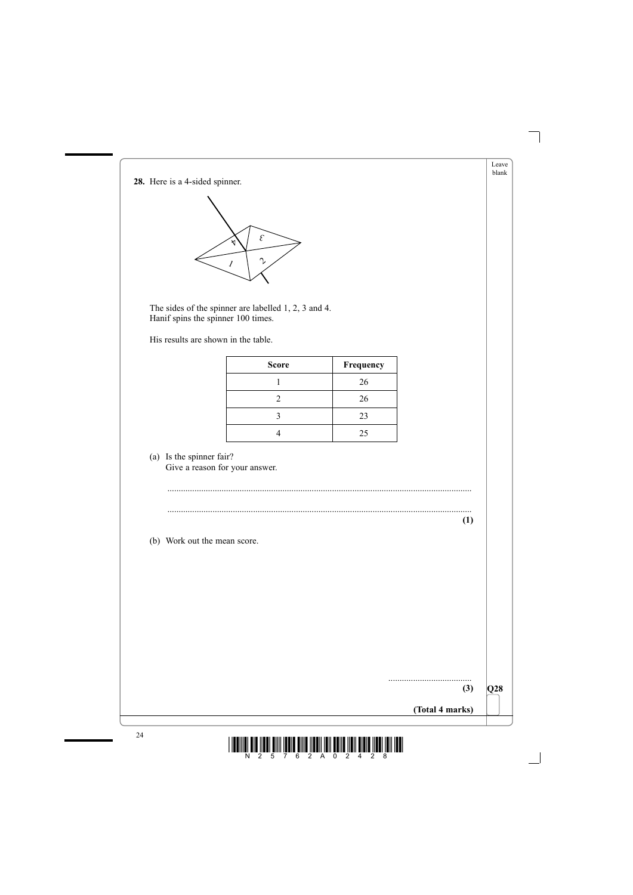**28.** Here is a 4-sided spinner.

The sides of the spinner are labelled 1, 2, 3 and 4.
Hanif spins the spinner 100 times.

His results are shown in the table.

| Score | Frequency |
|---|---|
| 1 | 26 |
| 2 | 26 |
| 3 | 23 |
| 4 | 25 |

(a) Is the spinner fair?
Give a reason for your answer.

.....................................................................................................................

.....................................................................................................................
**(1)**

(b) Work out the mean score.

....................................
**(3)**

**(Total 4 marks)**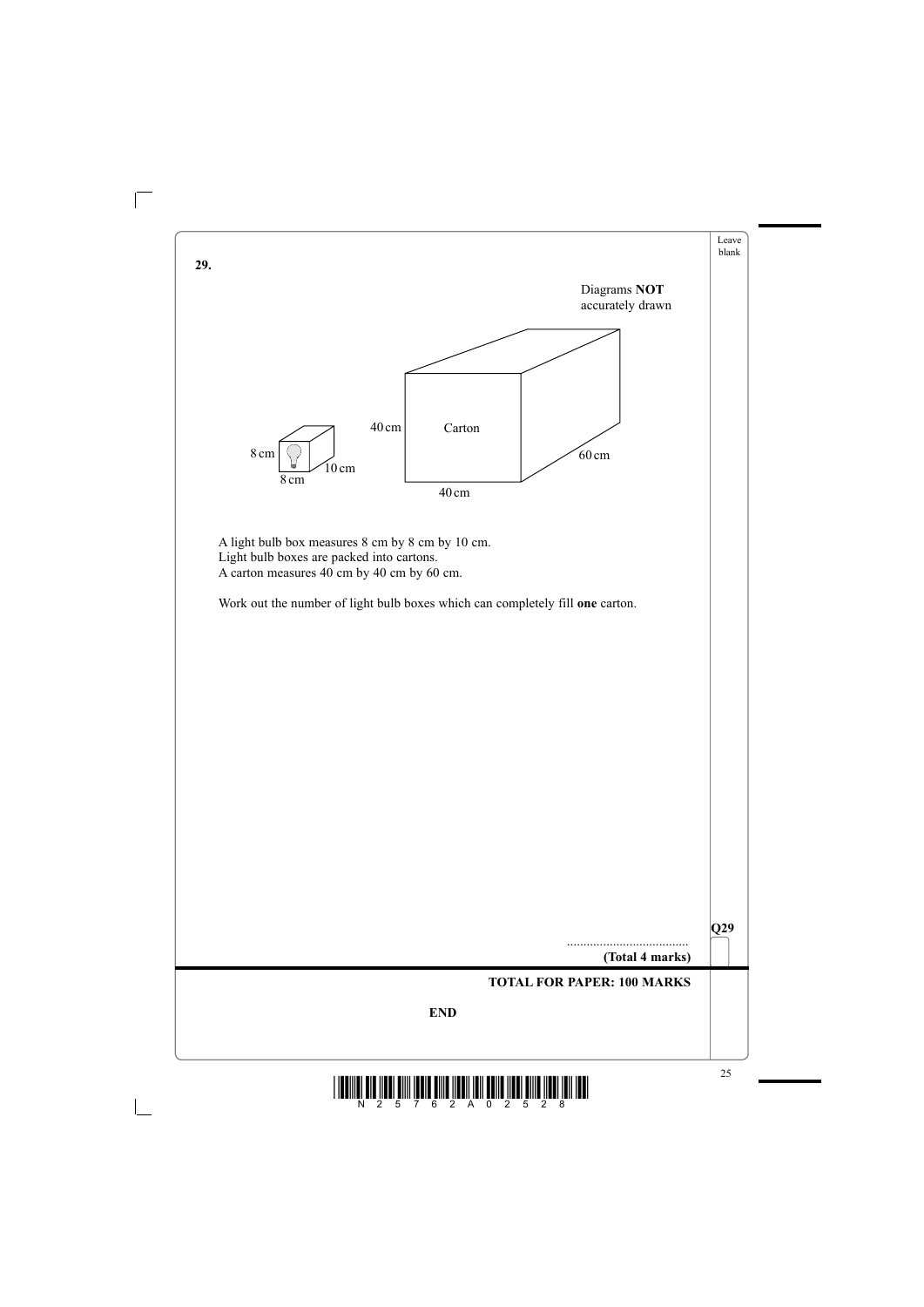**29.**

Diagrams **NOT** accurately drawn

8 cm, 8 cm, 10 cm

Carton: 40 cm, 40 cm, 60 cm

A light bulb box measures 8 cm by 8 cm by 10 cm.
Light bulb boxes are packed into cartons.
A carton measures 40 cm by 40 cm by 60 cm.

Work out the number of light bulb boxes which can completely fill **one** carton.

......................................

**(Total 4 marks)**

**TOTAL FOR PAPER: 100 MARKS**

**END**